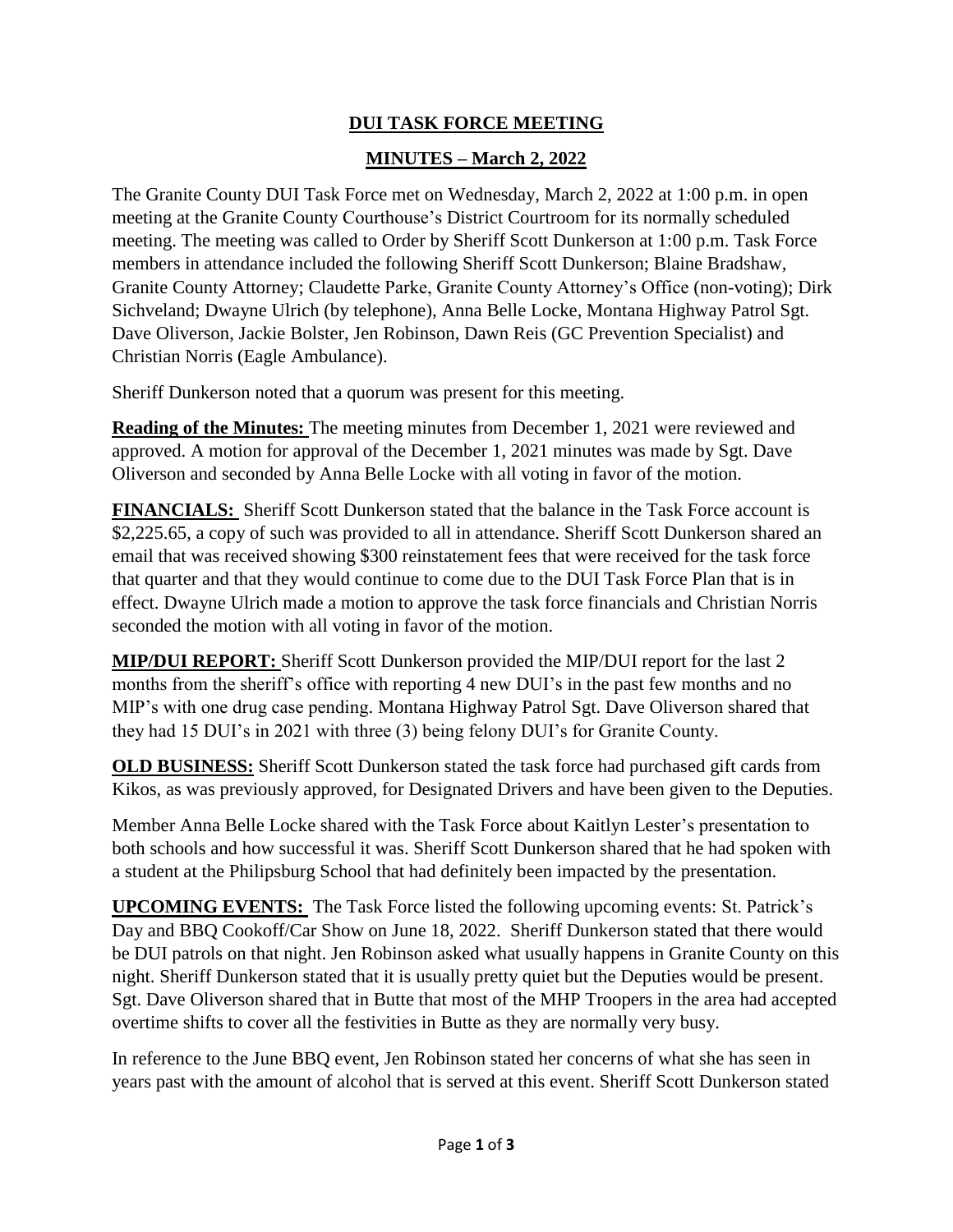# DUI TASK FORCE MEETING

## MINUTES – March 2, 2022

The Granite County DUI Task Force met on Wednesday, March 2, 2022 at 1:00 p.m. in open meeting at the Granite County Courthouse's District Courtroom for its normally scheduled meeting. The meeting was called to Order by Sheriff Scott Dunkerson at 1:00 p.m. Task Force members in attendance included the following Sheriff Scott Dunkerson; Blaine Bradshaw, Granite County Attorney; Claudette Parke, Granite County Attorney's Office (non-voting); Dirk Sichveland; Dwayne Ulrich (by telephone), Anna Belle Locke, Montana Highway Patrol Sgt. Dave Oliverson, Jackie Bolster, Jen Robinson, Dawn Reis (GC Prevention Specialist) and Christian Norris (Eagle Ambulance).

Sheriff Dunkerson noted that a quorum was present for this meeting.

**Reading of the Minutes:** The meeting minutes from December 1, 2021 were reviewed and approved. A motion for approval of the December 1, 2021 minutes was made by Sgt. Dave Oliverson and seconded by Anna Belle Locke with all voting in favor of the motion.

**FINANCIALS:** Sheriff Scott Dunkerson stated that the balance in the Task Force account is $2,225.65, a copy of such was provided to all in attendance. Sheriff Scott Dunkerson shared an email that was received showing $300 reinstatement fees that were received for the task force that quarter and that they would continue to come due to the DUI Task Force Plan that is in effect. Dwayne Ulrich made a motion to approve the task force financials and Christian Norris seconded the motion with all voting in favor of the motion.

**MIP/DUI REPORT:** Sheriff Scott Dunkerson provided the MIP/DUI report for the last 2 months from the sheriff's office with reporting 4 new DUI's in the past few months and no MIP's with one drug case pending. Montana Highway Patrol Sgt. Dave Oliverson shared that they had 15 DUI's in 2021 with three (3) being felony DUI's for Granite County.

**OLD BUSINESS:** Sheriff Scott Dunkerson stated the task force had purchased gift cards from Kikos, as was previously approved, for Designated Drivers and have been given to the Deputies.

Member Anna Belle Locke shared with the Task Force about Kaitlyn Lester's presentation to both schools and how successful it was. Sheriff Scott Dunkerson shared that he had spoken with a student at the Philipsburg School that had definitely been impacted by the presentation.

**UPCOMING EVENTS:** The Task Force listed the following upcoming events: St. Patrick's Day and BBQ Cookoff/Car Show on June 18, 2022. Sheriff Dunkerson stated that there would be DUI patrols on that night. Jen Robinson asked what usually happens in Granite County on this night. Sheriff Dunkerson stated that it is usually pretty quiet but the Deputies would be present. Sgt. Dave Oliverson shared that in Butte that most of the MHP Troopers in the area had accepted overtime shifts to cover all the festivities in Butte as they are normally very busy.

In reference to the June BBQ event, Jen Robinson stated her concerns of what she has seen in years past with the amount of alcohol that is served at this event. Sheriff Scott Dunkerson stated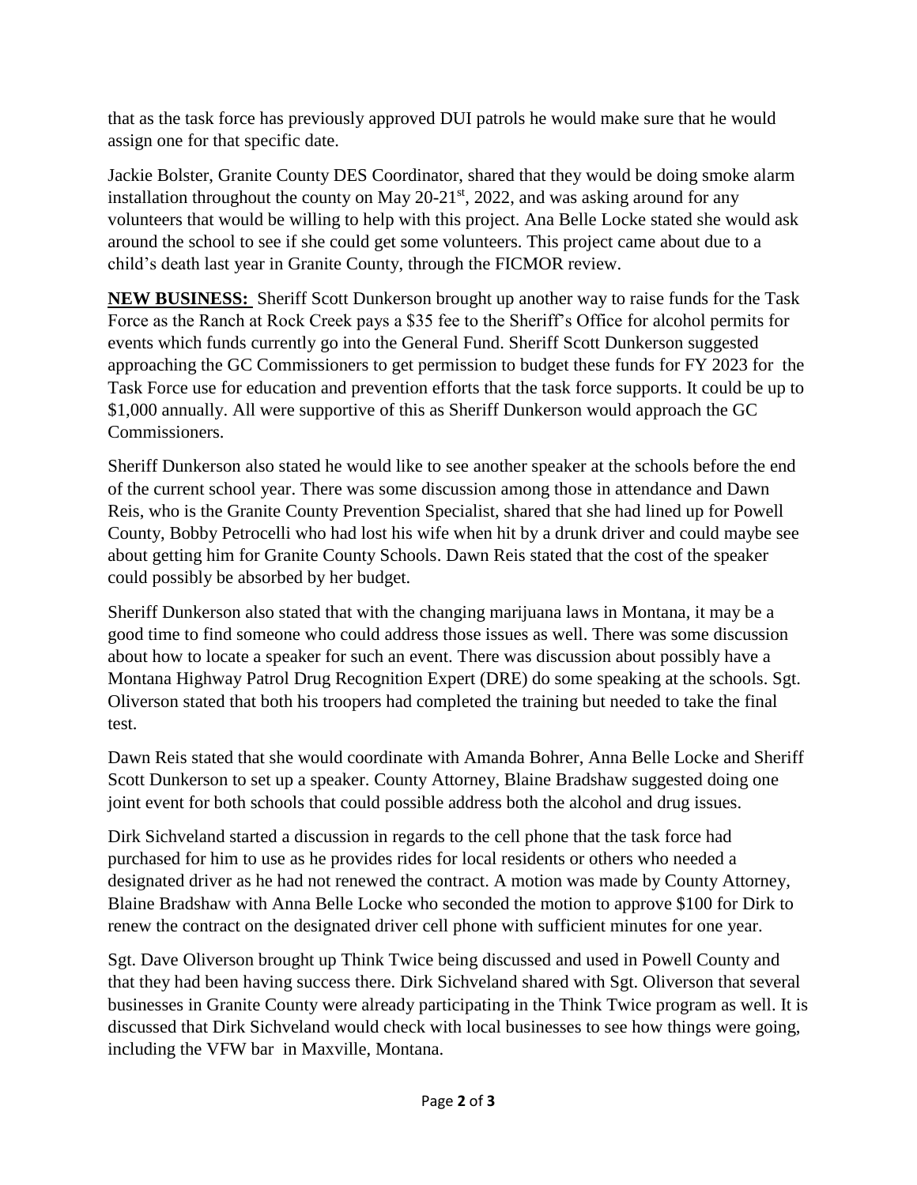that as the task force has previously approved DUI patrols he would make sure that he would assign one for that specific date.

Jackie Bolster, Granite County DES Coordinator, shared that they would be doing smoke alarm installation throughout the county on May 20-21st, 2022, and was asking around for any volunteers that would be willing to help with this project. Ana Belle Locke stated she would ask around the school to see if she could get some volunteers. This project came about due to a child's death last year in Granite County, through the FICMOR review.

**NEW BUSINESS:** Sheriff Scott Dunkerson brought up another way to raise funds for the Task Force as the Ranch at Rock Creek pays a $35 fee to the Sheriff's Office for alcohol permits for events which funds currently go into the General Fund. Sheriff Scott Dunkerson suggested approaching the GC Commissioners to get permission to budget these funds for FY 2023 for the Task Force use for education and prevention efforts that the task force supports. It could be up to $1,000 annually. All were supportive of this as Sheriff Dunkerson would approach the GC Commissioners.

Sheriff Dunkerson also stated he would like to see another speaker at the schools before the end of the current school year. There was some discussion among those in attendance and Dawn Reis, who is the Granite County Prevention Specialist, shared that she had lined up for Powell County, Bobby Petrocelli who had lost his wife when hit by a drunk driver and could maybe see about getting him for Granite County Schools. Dawn Reis stated that the cost of the speaker could possibly be absorbed by her budget.

Sheriff Dunkerson also stated that with the changing marijuana laws in Montana, it may be a good time to find someone who could address those issues as well. There was some discussion about how to locate a speaker for such an event. There was discussion about possibly have a Montana Highway Patrol Drug Recognition Expert (DRE) do some speaking at the schools. Sgt. Oliverson stated that both his troopers had completed the training but needed to take the final test.

Dawn Reis stated that she would coordinate with Amanda Bohrer, Anna Belle Locke and Sheriff Scott Dunkerson to set up a speaker. County Attorney, Blaine Bradshaw suggested doing one joint event for both schools that could possible address both the alcohol and drug issues.

Dirk Sichveland started a discussion in regards to the cell phone that the task force had purchased for him to use as he provides rides for local residents or others who needed a designated driver as he had not renewed the contract. A motion was made by County Attorney, Blaine Bradshaw with Anna Belle Locke who seconded the motion to approve $100 for Dirk to renew the contract on the designated driver cell phone with sufficient minutes for one year.

Sgt. Dave Oliverson brought up Think Twice being discussed and used in Powell County and that they had been having success there. Dirk Sichveland shared with Sgt. Oliverson that several businesses in Granite County were already participating in the Think Twice program as well. It is discussed that Dirk Sichveland would check with local businesses to see how things were going, including the VFW bar in Maxville, Montana.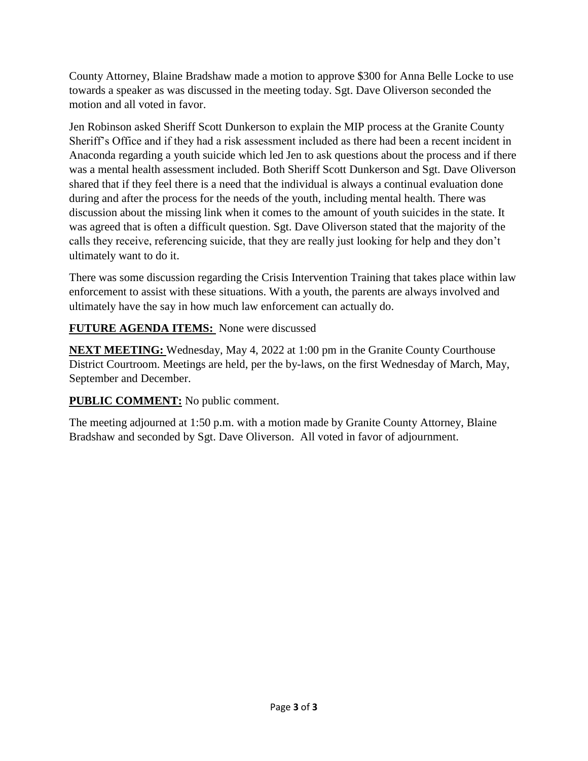County Attorney, Blaine Bradshaw made a motion to approve $300 for Anna Belle Locke to use towards a speaker as was discussed in the meeting today. Sgt. Dave Oliverson seconded the motion and all voted in favor.

Jen Robinson asked Sheriff Scott Dunkerson to explain the MIP process at the Granite County Sheriff's Office and if they had a risk assessment included as there had been a recent incident in Anaconda regarding a youth suicide which led Jen to ask questions about the process and if there was a mental health assessment included. Both Sheriff Scott Dunkerson and Sgt. Dave Oliverson shared that if they feel there is a need that the individual is always a continual evaluation done during and after the process for the needs of the youth, including mental health. There was discussion about the missing link when it comes to the amount of youth suicides in the state. It was agreed that is often a difficult question. Sgt. Dave Oliverson stated that the majority of the calls they receive, referencing suicide, that they are really just looking for help and they don't ultimately want to do it.

There was some discussion regarding the Crisis Intervention Training that takes place within law enforcement to assist with these situations. With a youth, the parents are always involved and ultimately have the say in how much law enforcement can actually do.

**FUTURE AGENDA ITEMS:** None were discussed

**NEXT MEETING:** Wednesday, May 4, 2022 at 1:00 pm in the Granite County Courthouse District Courtroom. Meetings are held, per the by-laws, on the first Wednesday of March, May, September and December.

**PUBLIC COMMENT:** No public comment.

The meeting adjourned at 1:50 p.m. with a motion made by Granite County Attorney, Blaine Bradshaw and seconded by Sgt. Dave Oliverson. All voted in favor of adjournment.